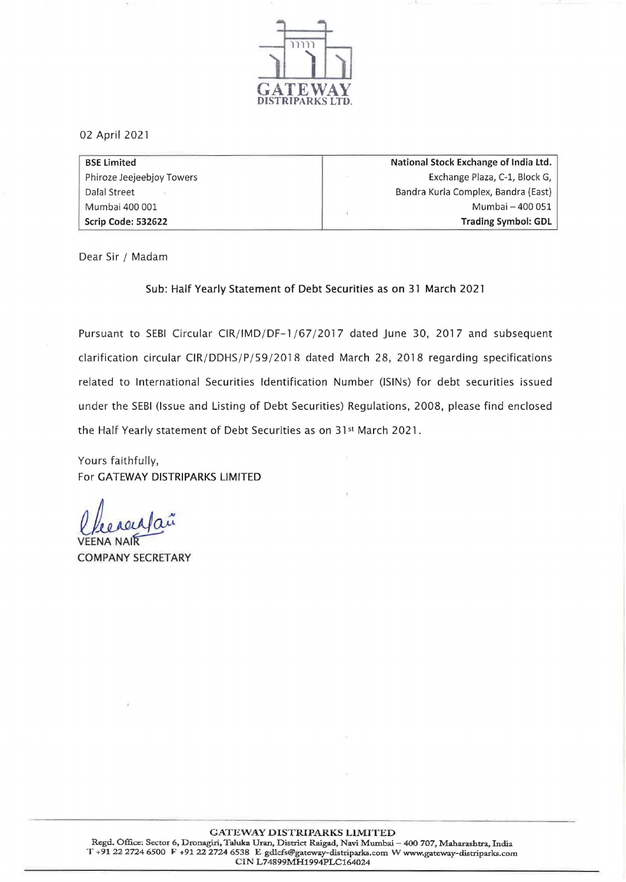GATEWAY
DISTRIPARKS LTD.

02 April 2021

| BSE Limited | National Stock Exchange of India Ltd. |
| --- | --- |
| Phiroze Jeejeebjoy Towers | Exchange Plaza, C-1, Block G, |
| Dalal Street | Bandra Kurla Complex, Bandra (East) |
| Mumbai 400 001 | Mumbai – 400 051 |
| **Scrip Code: 532622** | **Trading Symbol: GDL** |

Dear Sir / Madam

Sub: Half Yearly Statement of Debt Securities as on 31 March 2021

Pursuant to SEBI Circular CIR/IMD/DF-1/67/2017 dated June 30, 2017 and subsequent clarification circular CIR/DDHS/P/59/2018 dated March 28, 2018 regarding specifications related to International Securities Identification Number (ISINs) for debt securities issued under the SEBI (Issue and Listing of Debt Securities) Regulations, 2008, please find enclosed the Half Yearly statement of Debt Securities as on 31st March 2021.

Yours faithfully,
For GATEWAY DISTRIPARKS LIMITED

VEENA NAIR
COMPANY SECRETARY

GATEWAY DISTRIPARKS LIMITED
Regd. Office: Sector 6, Dronagiri, Taluka Uran, District Raigad, Navi Mumbai – 400 707, Maharashtra, India
T +91 22 2724 6500 F +91 22 2724 6538 E gdlcfs@gateway-distriparks.com W www.gateway-distriparks.com
CIN L74899MH1994PLC164024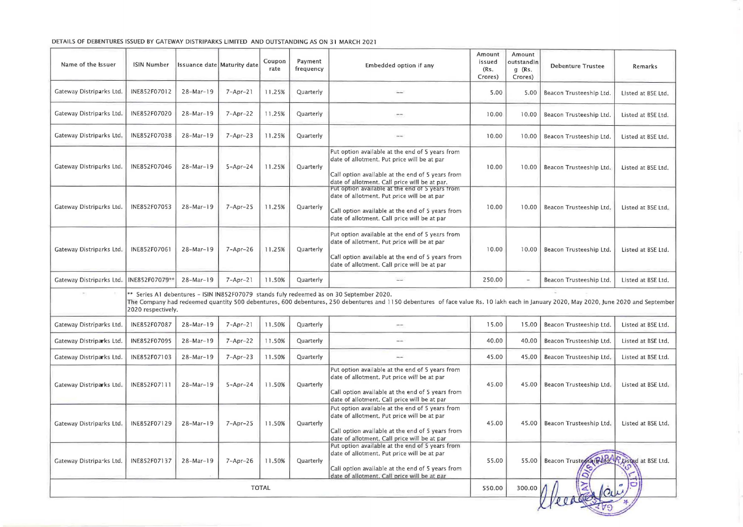DETAILS OF DEBENTURES ISSUED BY GATEWAY DISTRIPARKS LIMITED AND OUTSTANDING AS ON 31 MARCH 2021

| Name of the Issuer | ISIN Number | Issuance date | Maturity date | Coupon rate | Payment frequency | Embedded option if any | Amount issued (Rs. Crores) | Amount outstanding (Rs. Crores) | Debenture Trustee | Remarks |
|---|---|---|---|---|---|---|---|---|---|---|
| Gateway Distriparks Ltd. | INE852F07012 | 28-Mar-19 | 7-Apr-21 | 11.25% | Quarterly | -- | 5.00 | 5.00 | Beacon Trusteeship Ltd. | Listed at BSE Ltd. |
| Gateway Distriparks Ltd. | INE852F07020 | 28-Mar-19 | 7-Apr-22 | 11.25% | Quarterly | -- | 10.00 | 10.00 | Beacon Trusteeship Ltd. | Listed at BSE Ltd. |
| Gateway Distriparks Ltd. | INE852F07038 | 28-Mar-19 | 7-Apr-23 | 11.25% | Quarterly | -- | 10.00 | 10.00 | Beacon Trusteeship Ltd. | Listed at BSE Ltd. |
| Gateway Distriparks Ltd. | INE852F07046 | 28-Mar-19 | 5-Apr-24 | 11.25% | Quarterly | Put option available at the end of 5 years from date of allotment. Put price will be at par<br><br>Call option available at the end of 5 years from date of allotment. Call price will be at par. | 10.00 | 10.00 | Beacon Trusteeship Ltd. | Listed at BSE Ltd. |
| Gateway Distriparks Ltd. | INE852F07053 | 28-Mar-19 | 7-Apr-25 | 11.25% | Quarterly | Put option available at the end of 5 years from date of allotment. Put price will be at par<br><br>Call option available at the end of 5 years from date of allotment. Call price will be at par | 10.00 | 10.00 | Beacon Trusteeship Ltd. | Listed at BSE Ltd. |
| Gateway Distriparks Ltd. | INE852F07061 | 28-Mar-19 | 7-Apr-26 | 11.25% | Quarterly | Put option available at the end of 5 years from date of allotment. Put price will be at par<br><br>Call option available at the end of 5 years from date of allotment. Call price will be at par | 10.00 | 10.00 | Beacon Trusteeship Ltd. | Listed at BSE Ltd. |
| Gateway Distriparks Ltd. | INE852F07079** | 28-Mar-19 | 7-Apr-21 | 11.50% | Quarterly | -- | 250.00 | - | Beacon Trusteeship Ltd. | Listed at BSE Ltd. |
| | ** Series A1 debentures - ISIN IN852F07079 stands fuly redeemed as on 30 September 2020.<br>The Company had redeemed quantity 500 debentures, 600 debentures, 250 debentures and 1150 debentures of face value Rs. 10 lakh each in January 2020, May 2020, June 2020 and September 2020 respectively. | | | | | | | | | |
| Gateway Distriparks Ltd. | INE852F07087 | 28-Mar-19 | 7-Apr-21 | 11.50% | Quarterly | -- | 15.00 | 15.00 | Beacon Trusteeship Ltd. | Listed at BSE Ltd. |
| Gateway Distriparks Ltd. | INE852F07095 | 28-Mar-19 | 7-Apr-22 | 11.50% | Quarterly | -- | 40.00 | 40.00 | Beacon Trusteeship Ltd. | Listed at BSE Ltd. |
| Gateway Distriparks Ltd. | INE852F07103 | 28-Mar-19 | 7-Apr-23 | 11.50% | Quarterly | -- | 45.00 | 45.00 | Beacon Trusteeship Ltd. | Listed at BSE Ltd. |
| Gateway Distriparks Ltd. | INE852F07111 | 28-Mar-19 | 5-Apr-24 | 11.50% | Quarterly | Put option available at the end of 5 years from date of allotment. Put price will be at par<br><br>Call option available at the end of 5 years from date of allotment. Call price will be at par | 45.00 | 45.00 | Beacon Trusteeship Ltd. | Listed at BSE Ltd. |
| Gateway Distriparks Ltd. | INE852F07129 | 28-Mar-19 | 7-Apr-25 | 11.50% | Quarterly | Put option available at the end of 5 years from date of allotment. Put price will be at par<br><br>Call option available at the end of 5 years from date of allotment. Call price will be at par | 45.00 | 45.00 | Beacon Trusteeship Ltd. | Listed at BSE Ltd. |
| Gateway Distriparks Ltd. | INE852F07137 | 28-Mar-19 | 7-Apr-26 | 11.50% | Quarterly | Put option available at the end of 5 years from date of allotment. Put price will be at par<br><br>Call option available at the end of 5 years from date of allotment. Call price will be at par | 55.00 | 55.00 | Beacon Trusteeship Ltd. | Listed at BSE Ltd. |
| TOTAL | | | | | | | 550.00 | 300.00 | | |